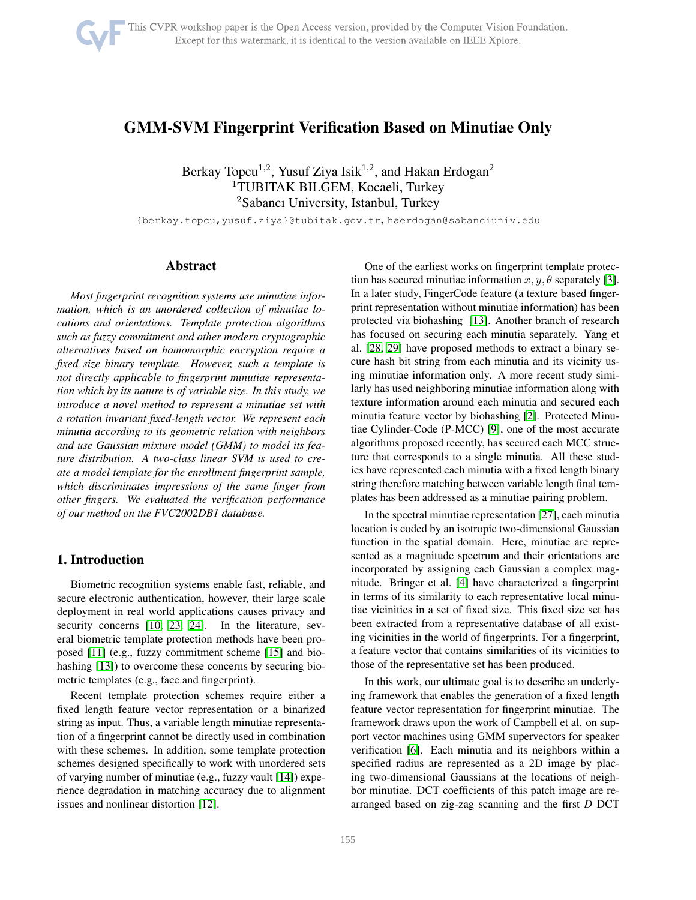# GMM-SVM Fingerprint Verification Based on Minutiae Only

Berkay Topcu[1,2], Yusuf Ziya Isik[1,2], and Hakan Erdogan[2]

[1]TUBITAK BILGEM, Kocaeli, Turkey

[2]Sabancı University, Istanbul, Turkey

{berkay.topcu,yusuf.ziya}@tubitak.gov.tr, haerdogan@sabanciuniv.edu

## Abstract

*Most fingerprint recognition systems use minutiae information, which is an unordered collection of minutiae locations and orientations. Template protection algorithms such as fuzzy commitment and other modern cryptographic alternatives based on homomorphic encryption require a fixed size binary template. However, such a template is not directly applicable to fingerprint minutiae representation which by its nature is of variable size. In this study, we introduce a novel method to represent a minutiae set with a rotation invariant fixed-length vector. We represent each minutia according to its geometric relation with neighbors and use Gaussian mixture model (GMM) to model its feature distribution. A two-class linear SVM is used to create a model template for the enrollment fingerprint sample, which discriminates impressions of the same finger from other fingers. We evaluated the verification performance of our method on the FVC2002DB1 database.*

## 1. Introduction

Biometric recognition systems enable fast, reliable, and secure electronic authentication, however, their large scale deployment in real world applications causes privacy and security concerns [10, 23, 24]. In the literature, several biometric template protection methods have been proposed [11] (e.g., fuzzy commitment scheme [15] and biohashing [13]) to overcome these concerns by securing biometric templates (e.g., face and fingerprint).

Recent template protection schemes require either a fixed length feature vector representation or a binarized string as input. Thus, a variable length minutiae representation of a fingerprint cannot be directly used in combination with these schemes. In addition, some template protection schemes designed specifically to work with unordered sets of varying number of minutiae (e.g., fuzzy vault [14]) experience degradation in matching accuracy due to alignment issues and nonlinear distortion [12].

One of the earliest works on fingerprint template protection has secured minutiae information $x, y, \theta$ separately [3]. In a later study, FingerCode feature (a texture based fingerprint representation without minutiae information) has been protected via biohashing [13]. Another branch of research has focused on securing each minutia separately. Yang et al. [28, 29] have proposed methods to extract a binary secure hash bit string from each minutia and its vicinity using minutiae information only. A more recent study similarly has used neighboring minutiae information along with texture information around each minutia and secured each minutia feature vector by biohashing [2]. Protected Minutiae Cylinder-Code (P-MCC) [9], one of the most accurate algorithms proposed recently, has secured each MCC structure that corresponds to a single minutia. All these studies have represented each minutia with a fixed length binary string therefore matching between variable length final templates has been addressed as a minutiae pairing problem.

In the spectral minutiae representation [27], each minutia location is coded by an isotropic two-dimensional Gaussian function in the spatial domain. Here, minutiae are represented as a magnitude spectrum and their orientations are incorporated by assigning each Gaussian a complex magnitude. Bringer et al. [4] have characterized a fingerprint in terms of its similarity to each representative local minutiae vicinities in a set of fixed size. This fixed size set has been extracted from a representative database of all existing vicinities in the world of fingerprints. For a fingerprint, a feature vector that contains similarities of its vicinities to those of the representative set has been produced.

In this work, our ultimate goal is to describe an underlying framework that enables the generation of a fixed length feature vector representation for fingerprint minutiae. The framework draws upon the work of Campbell et al. on support vector machines using GMM supervectors for speaker verification [6]. Each minutia and its neighbors within a specified radius are represented as a 2D image by placing two-dimensional Gaussians at the locations of neighbor minutiae. DCT coefficients of this patch image are rearranged based on zig-zag scanning and the first $D$ DCT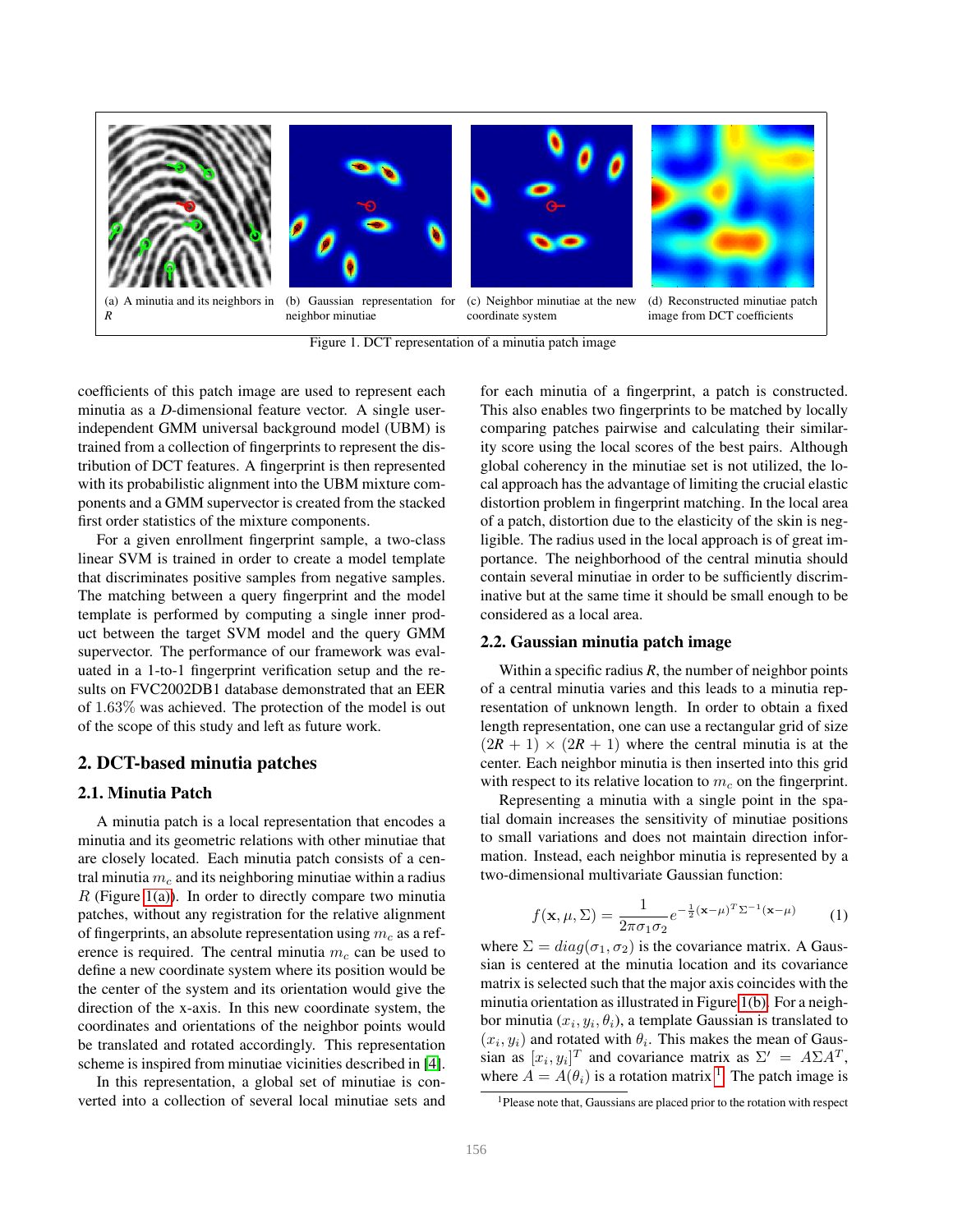(a) A minutia and its neighbors in $R$

(b) Gaussian representation for neighbor minutiae

(c) Neighbor minutiae at the new coordinate system

(d) Reconstructed minutiae patch image from DCT coefficients

Figure 1. DCT representation of a minutia patch image

coefficients of this patch image are used to represent each minutia as a $D$-dimensional feature vector. A single user-independent GMM universal background model (UBM) is trained from a collection of fingerprints to represent the distribution of DCT features. A fingerprint is then represented with its probabilistic alignment into the UBM mixture components and a GMM supervector is created from the stacked first order statistics of the mixture components.

For a given enrollment fingerprint sample, a two-class linear SVM is trained in order to create a model template that discriminates positive samples from negative samples. The matching between a query fingerprint and the model template is performed by computing a single inner product between the target SVM model and the query GMM supervector. The performance of our framework was evaluated in a 1-to-1 fingerprint verification setup and the results on FVC2002DB1 database demonstrated that an EER of $1.63\%$ was achieved. The protection of the model is out of the scope of this study and left as future work.

## 2. DCT-based minutia patches

### 2.1. Minutia Patch

A minutia patch is a local representation that encodes a minutia and its geometric relations with other minutiae that are closely located. Each minutia patch consists of a central minutia $m_c$ and its neighboring minutiae within a radius $R$ (Figure 1(a)). In order to directly compare two minutia patches, without any registration for the relative alignment of fingerprints, an absolute representation using $m_c$ as a reference is required. The central minutia $m_c$ can be used to define a new coordinate system where its position would be the center of the system and its orientation would give the direction of the x-axis. In this new coordinate system, the coordinates and orientations of the neighbor points would be translated and rotated accordingly. This representation scheme is inspired from minutiae vicinities described in [4].

In this representation, a global set of minutiae is converted into a collection of several local minutiae sets and for each minutia of a fingerprint, a patch is constructed. This also enables two fingerprints to be matched by locally comparing patches pairwise and calculating their similarity score using the local scores of the best pairs. Although global coherency in the minutiae set is not utilized, the local approach has the advantage of limiting the crucial elastic distortion problem in fingerprint matching. In the local area of a patch, distortion due to the elasticity of the skin is negligible. The radius used in the local approach is of great importance. The neighborhood of the central minutia should contain several minutiae in order to be sufficiently discriminative but at the same time it should be small enough to be considered as a local area.

### 2.2. Gaussian minutia patch image

Within a specific radius $R$, the number of neighbor points of a central minutia varies and this leads to a minutia representation of unknown length. In order to obtain a fixed length representation, one can use a rectangular grid of size $(2R+1) \times (2R+1)$ where the central minutia is at the center. Each neighbor minutia is then inserted into this grid with respect to its relative location to $m_c$ on the fingerprint.

Representing a minutia with a single point in the spatial domain increases the sensitivity of minutiae positions to small variations and does not maintain direction information. Instead, each neighbor minutia is represented by a two-dimensional multivariate Gaussian function:

$$f(\mathbf{x}, \mu, \Sigma) = \frac{1}{2\pi\sigma_1\sigma_2} e^{-\frac{1}{2}(\mathbf{x}-\mu)^T \Sigma^{-1} (\mathbf{x}-\mu)} \tag{1}$$

where $\Sigma = diag(\sigma_1, \sigma_2)$ is the covariance matrix. A Gaussian is centered at the minutia location and its covariance matrix is selected such that the major axis coincides with the minutia orientation as illustrated in Figure 1(b). For a neighbor minutia $(x_i, y_i, \theta_i)$, a template Gaussian is translated to $(x_i, y_i)$ and rotated with $\theta_i$. This makes the mean of Gaussian as $[x_i, y_i]^T$ and covariance matrix as $\Sigma' = A \Sigma A^T$, where $A = A(\theta_i)$ is a rotation matrix [1]. The patch image is

[1] Please note that, Gaussians are placed prior to the rotation with respect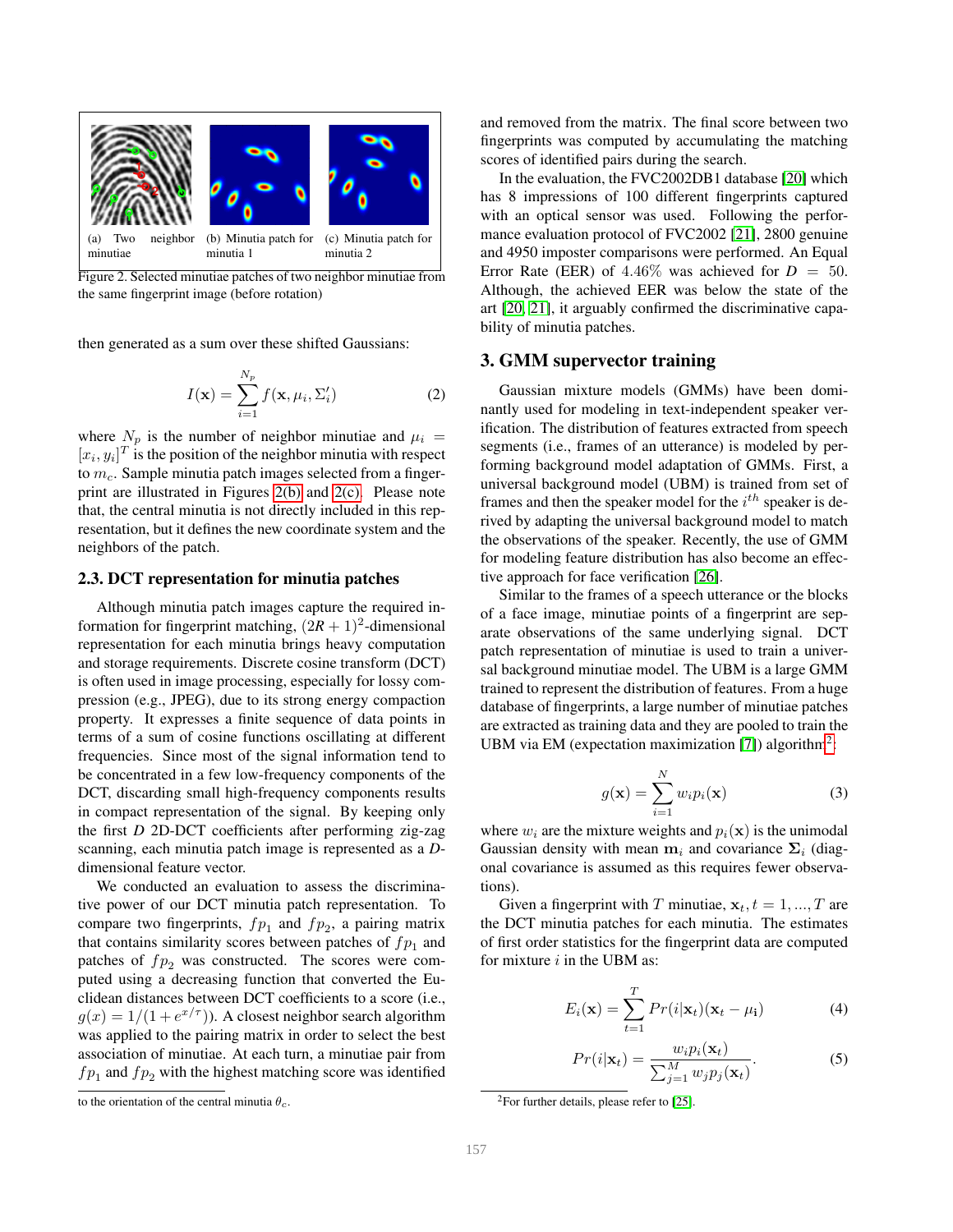(a) Two neighbor minutiae (b) Minutia patch for minutia 1 (c) Minutia patch for minutia 2

Figure 2. Selected minutiae patches of two neighbor minutiae from the same fingerprint image (before rotation)

then generated as a sum over these shifted Gaussians:

$$I(\mathbf{x}) = \sum_{i=1}^{N_p} f(\mathbf{x}, \mu_i, \Sigma_i') \tag{2}$$

where $N_p$ is the number of neighbor minutiae and $\mu_i = [x_i, y_i]^T$ is the position of the neighbor minutia with respect to $m_c$. Sample minutia patch images selected from a fingerprint are illustrated in Figures 2(b) and 2(c). Please note that, the central minutia is not directly included in this representation, but it defines the new coordinate system and the neighbors of the patch.

### 2.3. DCT representation for minutia patches

Although minutia patch images capture the required information for fingerprint matching, $(2R+1)^2$-dimensional representation for each minutia brings heavy computation and storage requirements. Discrete cosine transform (DCT) is often used in image processing, especially for lossy compression (e.g., JPEG), due to its strong energy compaction property. It expresses a finite sequence of data points in terms of a sum of cosine functions oscillating at different frequencies. Since most of the signal information tend to be concentrated in a few low-frequency components of the DCT, discarding small high-frequency components results in compact representation of the signal. By keeping only the first $D$ 2D-DCT coefficients after performing zig-zag scanning, each minutia patch image is represented as a $D$-dimensional feature vector.

We conducted an evaluation to assess the discriminative power of our DCT minutia patch representation. To compare two fingerprints, $fp_1$ and $fp_2$, a pairing matrix that contains similarity scores between patches of $fp_1$ and patches of $fp_2$ was constructed. The scores were computed using a decreasing function that converted the Euclidean distances between DCT coefficients to a score (i.e., $g(x) = 1/(1+e^{x/\tau})$). A closest neighbor search algorithm was applied to the pairing matrix in order to select the best association of minutiae. At each turn, a minutiae pair from $fp_1$ and $fp_2$ with the highest matching score was identified and removed from the matrix. The final score between two fingerprints was computed by accumulating the matching scores of identified pairs during the search.

In the evaluation, the FVC2002DB1 database [20] which has 8 impressions of 100 different fingerprints captured with an optical sensor was used. Following the performance evaluation protocol of FVC2002 [21], 2800 genuine and 4950 imposter comparisons were performed. An Equal Error Rate (EER) of $4.46\%$ was achieved for $D = 50$. Although, the achieved EER was below the state of the art [20, 21], it arguably confirmed the discriminative capability of minutia patches.

to the orientation of the central minutia $\theta_c$.

## 3. GMM supervector training

Gaussian mixture models (GMMs) have been dominantly used for modeling in text-independent speaker verification. The distribution of features extracted from speech segments (i.e., frames of an utterance) is modeled by performing background model adaptation of GMMs. First, a universal background model (UBM) is trained from set of frames and then the speaker model for the $i^{th}$ speaker is derived by adapting the universal background model to match the observations of the speaker. Recently, the use of GMM for modeling feature distribution has also become an effective approach for face verification [26].

Similar to the frames of a speech utterance or the blocks of a face image, minutiae points of a fingerprint are separate observations of the same underlying signal. DCT patch representation of minutiae is used to train a universal background minutiae model. The UBM is a large GMM trained to represent the distribution of features. From a huge database of fingerprints, a large number of minutiae patches are extracted as training data and they are pooled to train the UBM via EM (expectation maximization [7]) algorithm[2]:

$$g(\mathbf{x}) = \sum_{i=1}^{N} w_i p_i(\mathbf{x}) \tag{3}$$

where $w_i$ are the mixture weights and $p_i(\mathbf{x})$ is the unimodal Gaussian density with mean $\mathbf{m}_i$ and covariance $\mathbf{\Sigma}_i$ (diagonal covariance is assumed as this requires fewer observations).

Given a fingerprint with $T$ minutiae, $\mathbf{x}_t, t = 1, ..., T$ are the DCT minutia patches for each minutia. The estimates of first order statistics for the fingerprint data are computed for mixture $i$ in the UBM as:

$$E_i(\mathbf{x}) = \sum_{t=1}^{T} Pr(i|\mathbf{x}_t)(\mathbf{x}_t - \mu_\mathbf{i}) \tag{4}$$

$$Pr(i|\mathbf{x}_t) = \frac{w_i p_i(\mathbf{x}_t)}{\sum_{j=1}^{M} w_j p_j(\mathbf{x}_t)}. \tag{5}$$

[2] For further details, please refer to [25].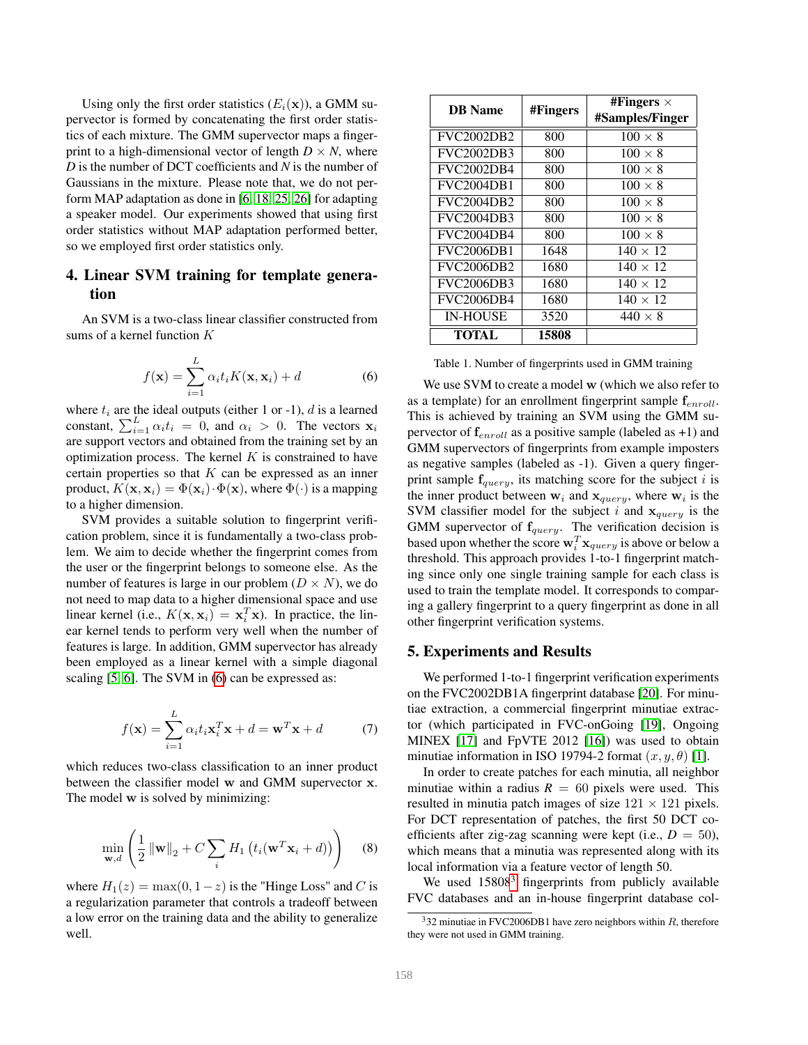Using only the first order statistics ($E_i(\mathbf{x})$), a GMM supervector is formed by concatenating the first order statistics of each mixture. The GMM supervector maps a fingerprint to a high-dimensional vector of length $D \times N$, where $D$ is the number of DCT coefficients and $N$ is the number of Gaussians in the mixture. Please note that, we do not perform MAP adaptation as done in [6, 18, 25, 26] for adapting a speaker model. Our experiments showed that using first order statistics without MAP adaptation performed better, so we employed first order statistics only.

## 4. Linear SVM training for template generation

An SVM is a two-class linear classifier constructed from sums of a kernel function $K$

$$f(\mathbf{x}) = \sum_{i=1}^{L} \alpha_i t_i K(\mathbf{x}, \mathbf{x}_i) + d \tag{6}$$

where $t_i$ are the ideal outputs (either 1 or -1), $d$ is a learned constant, $\sum_{i=1}^{L} \alpha_i t_i = 0$, and $\alpha_i > 0$. The vectors $\mathbf{x}_i$ are support vectors and obtained from the training set by an optimization process. The kernel $K$ is constrained to have certain properties so that $K$ can be expressed as an inner product, $K(\mathbf{x}, \mathbf{x}_i) = \Phi(\mathbf{x}_i) \cdot \Phi(\mathbf{x})$, where $\Phi(\cdot)$ is a mapping to a higher dimension.

SVM provides a suitable solution to fingerprint verification problem, since it is fundamentally a two-class problem. We aim to decide whether the fingerprint comes from the user or the fingerprint belongs to someone else. As the number of features is large in our problem ($D \times N$), we do not need to map data to a higher dimensional space and use linear kernel (i.e., $K(\mathbf{x}, \mathbf{x}_i) = \mathbf{x}_i^T \mathbf{x}$). In practice, the linear kernel tends to perform very well when the number of features is large. In addition, GMM supervector has already been employed as a linear kernel with a simple diagonal scaling [5, 6]. The SVM in (6) can be expressed as:

$$f(\mathbf{x}) = \sum_{i=1}^{L} \alpha_i t_i \mathbf{x}_i^T \mathbf{x} + d = \mathbf{w}^T \mathbf{x} + d \tag{7}$$

which reduces two-class classification to an inner product between the classifier model $\mathbf{w}$ and GMM supervector $\mathbf{x}$. The model $\mathbf{w}$ is solved by minimizing:

$$\min_{\mathbf{w},d} \left( \frac{1}{2} \|\mathbf{w}\|_2 + C \sum_i H_1 \left( t_i (\mathbf{w}^T \mathbf{x}_i + d) \right) \right) \tag{8}$$

where $H_1(z) = \max(0, 1 - z)$ is the "Hinge Loss" and $C$ is a regularization parameter that controls a tradeoff between a low error on the training data and the ability to generalize well.

| DB Name | #Fingers | #Fingers × #Samples/Finger |
|---|---|---|
| FVC2002DB2 | 800 | 100 × 8 |
| FVC2002DB3 | 800 | 100 × 8 |
| FVC2002DB4 | 800 | 100 × 8 |
| FVC2004DB1 | 800 | 100 × 8 |
| FVC2004DB2 | 800 | 100 × 8 |
| FVC2004DB3 | 800 | 100 × 8 |
| FVC2004DB4 | 800 | 100 × 8 |
| FVC2006DB1 | 1648 | 140 × 12 |
| FVC2006DB2 | 1680 | 140 × 12 |
| FVC2006DB3 | 1680 | 140 × 12 |
| FVC2006DB4 | 1680 | 140 × 12 |
| IN-HOUSE | 3520 | 440 × 8 |
| **TOTAL** | **15808** | |

Table 1. Number of fingerprints used in GMM training

We use SVM to create a model $\mathbf{w}$ (which we also refer to as a template) for an enrollment fingerprint sample $\mathbf{f}_{enroll}$. This is achieved by training an SVM using the GMM supervector of $\mathbf{f}_{enroll}$ as a positive sample (labeled as +1) and GMM supervectors of fingerprints from example imposters as negative samples (labeled as -1). Given a query fingerprint sample $\mathbf{f}_{query}$, its matching score for the subject $i$ is the inner product between $\mathbf{w}_i$ and $\mathbf{x}_{query}$, where $\mathbf{w}_i$ is the SVM classifier model for the subject $i$ and $\mathbf{x}_{query}$ is the GMM supervector of $\mathbf{f}_{query}$. The verification decision is based upon whether the score $\mathbf{w}_i^T \mathbf{x}_{query}$ is above or below a threshold. This approach provides 1-to-1 fingerprint matching since only one single training sample for each class is used to train the template model. It corresponds to comparing a gallery fingerprint to a query fingerprint as done in all other fingerprint verification systems.

## 5. Experiments and Results

We performed 1-to-1 fingerprint verification experiments on the FVC2002DB1A fingerprint database [20]. For minutiae extraction, a commercial fingerprint minutiae extractor (which participated in FVC-onGoing [19], Ongoing MINEX [17] and FpVTE 2012 [16]) was used to obtain minutiae information in ISO 19794-2 format $(x, y, \theta)$ [1].

In order to create patches for each minutia, all neighbor minutiae within a radius $R = 60$ pixels were used. This resulted in minutia patch images of size $121 \times 121$ pixels. For DCT representation of patches, the first 50 DCT coefficients after zig-zag scanning were kept (i.e., $D = 50$), which means that a minutia was represented along with its local information via a feature vector of length 50.

We used 15808[3] fingerprints from publicly available FVC databases and an in-house fingerprint database col-

[3] 32 minutiae in FVC2006DB1 have zero neighbors within $R$, therefore they were not used in GMM training.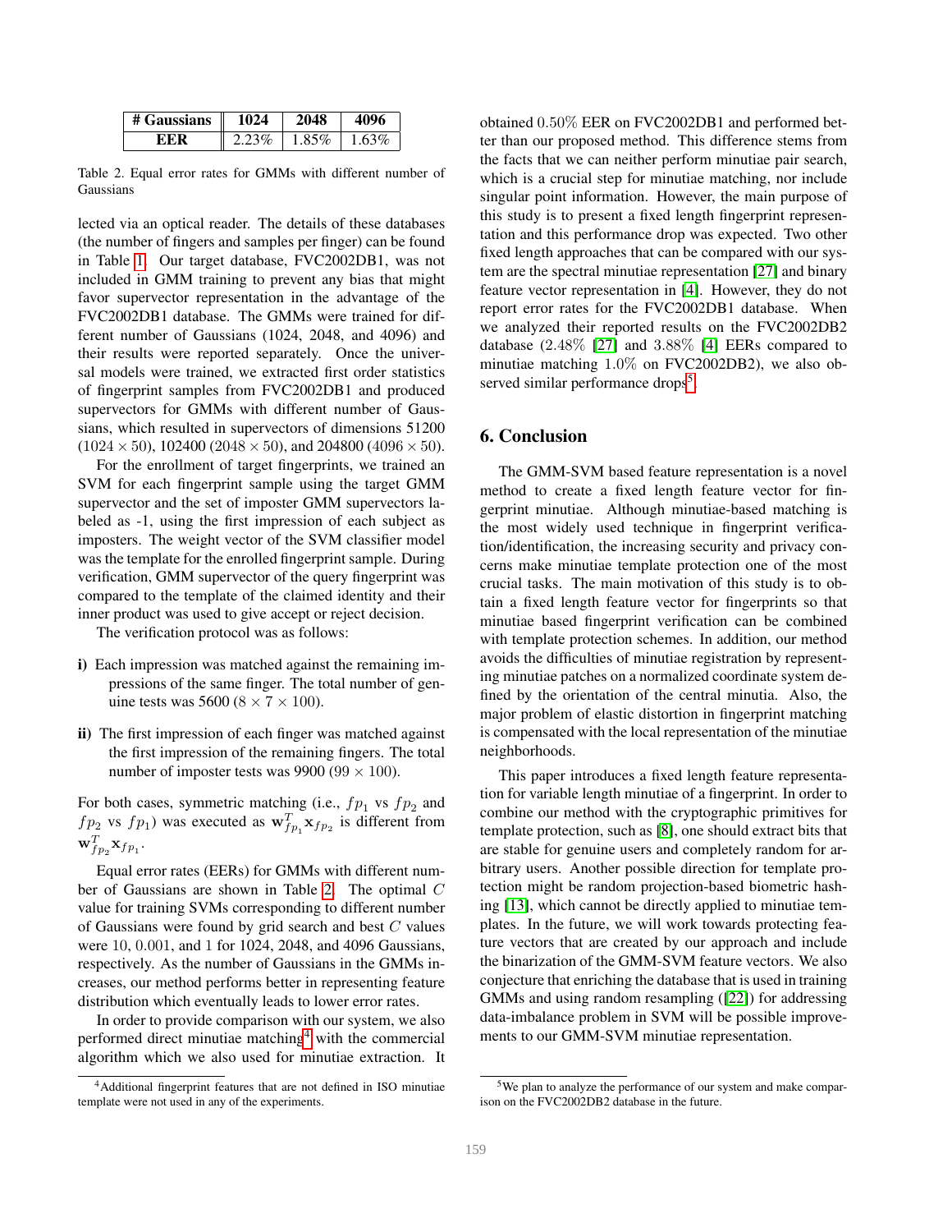| # Gaussians | 1024 | 2048 | 4096 |
|---|---|---|---|
| EER | 2.23% | 1.85% | 1.63% |

Table 2. Equal error rates for GMMs with different number of Gaussians

lected via an optical reader. The details of these databases (the number of fingers and samples per finger) can be found in Table 1. Our target database, FVC2002DB1, was not included in GMM training to prevent any bias that might favor supervector representation in the advantage of the FVC2002DB1 database. The GMMs were trained for different number of Gaussians (1024, 2048, and 4096) and their results were reported separately. Once the universal models were trained, we extracted first order statistics of fingerprint samples from FVC2002DB1 and produced supervectors for GMMs with different number of Gaussians, which resulted in supervectors of dimensions 51200 ($1024 \times 50$), 102400 ($2048 \times 50$), and 204800 ($4096 \times 50$).

For the enrollment of target fingerprints, we trained an SVM for each fingerprint sample using the target GMM supervector and the set of imposter GMM supervectors labeled as -1, using the first impression of each subject as imposters. The weight vector of the SVM classifier model was the template for the enrolled fingerprint sample. During verification, GMM supervector of the query fingerprint was compared to the template of the claimed identity and their inner product was used to give accept or reject decision.

The verification protocol was as follows:

**i)** Each impression was matched against the remaining impressions of the same finger. The total number of genuine tests was 5600 ($8 \times 7 \times 100$).

**ii)** The first impression of each finger was matched against the first impression of the remaining fingers. The total number of imposter tests was 9900 ($99 \times 100$).

For both cases, symmetric matching (i.e., $fp_1$ vs $fp_2$ and $fp_2$ vs $fp_1$) was executed as $\mathbf{w}_{fp_1}^T \mathbf{x}_{fp_2}$ is different from $\mathbf{w}_{fp_2}^T \mathbf{x}_{fp_1}$.

Equal error rates (EERs) for GMMs with different number of Gaussians are shown in Table 2. The optimal $C$ value for training SVMs corresponding to different number of Gaussians were found by grid search and best $C$ values were $10$, $0.001$, and $1$ for 1024, 2048, and 4096 Gaussians, respectively. As the number of Gaussians in the GMMs increases, our method performs better in representing feature distribution which eventually leads to lower error rates.

In order to provide comparison with our system, we also performed direct minutiae matching[4] with the commercial algorithm which we also used for minutiae extraction. It obtained $0.50\%$ EER on FVC2002DB1 and performed better than our proposed method. This difference stems from the facts that we can neither perform minutiae pair search, which is a crucial step for minutiae matching, nor include singular point information. However, the main purpose of this study is to present a fixed length fingerprint representation and this performance drop was expected. Two other fixed length approaches that can be compared with our system are the spectral minutiae representation [27] and binary feature vector representation in [4]. However, they do not report error rates for the FVC2002DB1 database. When we analyzed their reported results on the FVC2002DB2 database ($2.48\%$ [27] and $3.88\%$ [4] EERs compared to minutiae matching $1.0\%$ on FVC2002DB2), we also observed similar performance drops[5].

## 6. Conclusion

The GMM-SVM based feature representation is a novel method to create a fixed length feature vector for fingerprint minutiae. Although minutiae-based matching is the most widely used technique in fingerprint verification/identification, the increasing security and privacy concerns make minutiae template protection one of the most crucial tasks. The main motivation of this study is to obtain a fixed length feature vector for fingerprints so that minutiae based fingerprint verification can be combined with template protection schemes. In addition, our method avoids the difficulties of minutiae registration by representing minutiae patches on a normalized coordinate system defined by the orientation of the central minutia. Also, the major problem of elastic distortion in fingerprint matching is compensated with the local representation of the minutiae neighborhoods.

This paper introduces a fixed length feature representation for variable length minutiae of a fingerprint. In order to combine our method with the cryptographic primitives for template protection, such as [8], one should extract bits that are stable for genuine users and completely random for arbitrary users. Another possible direction for template protection might be random projection-based biometric hashing [13], which cannot be directly applied to minutiae templates. In the future, we will work towards protecting feature vectors that are created by our approach and include the binarization of the GMM-SVM feature vectors. We also conjecture that enriching the database that is used in training GMMs and using random resampling ([22]) for addressing data-imbalance problem in SVM will be possible improvements to our GMM-SVM minutiae representation.

[4] Additional fingerprint features that are not defined in ISO minutiae template were not used in any of the experiments.

[5] We plan to analyze the performance of our system and make comparison on the FVC2002DB2 database in the future.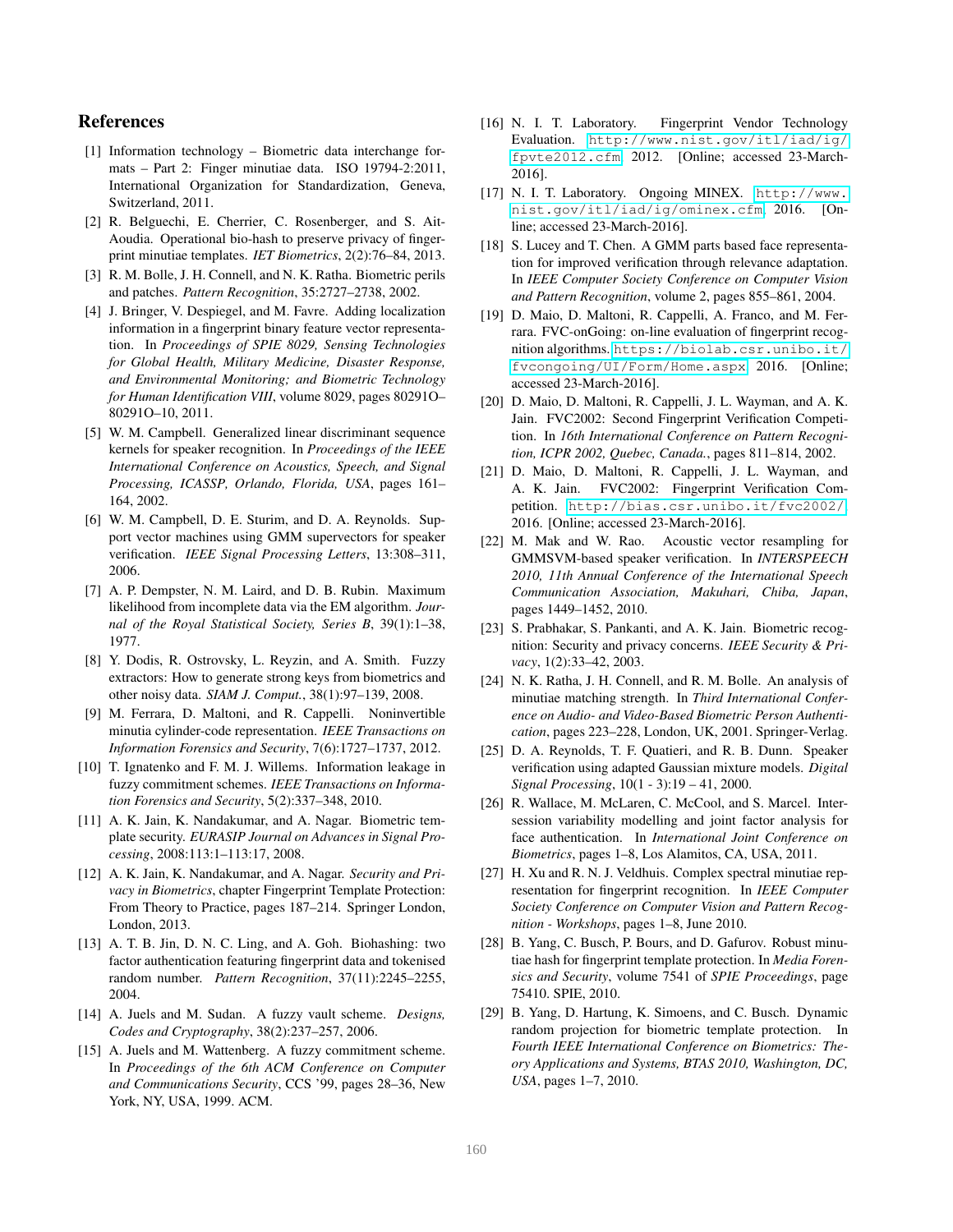## References

[1] Information technology – Biometric data interchange formats – Part 2: Finger minutiae data. ISO 19794-2:2011, International Organization for Standardization, Geneva, Switzerland, 2011.

[2] R. Belguechi, E. Cherrier, C. Rosenberger, and S. Ait-Aoudia. Operational bio-hash to preserve privacy of fingerprint minutiae templates. *IET Biometrics*, 2(2):76–84, 2013.

[3] R. M. Bolle, J. H. Connell, and N. K. Ratha. Biometric perils and patches. *Pattern Recognition*, 35:2727–2738, 2002.

[4] J. Bringer, V. Despiegel, and M. Favre. Adding localization information in a fingerprint binary feature vector representation. In *Proceedings of SPIE 8029, Sensing Technologies for Global Health, Military Medicine, Disaster Response, and Environmental Monitoring; and Biometric Technology for Human Identification VIII*, volume 8029, pages 80291O–80291O–10, 2011.

[5] W. M. Campbell. Generalized linear discriminant sequence kernels for speaker recognition. In *Proceedings of the IEEE International Conference on Acoustics, Speech, and Signal Processing, ICASSP, Orlando, Florida, USA*, pages 161–164, 2002.

[6] W. M. Campbell, D. E. Sturim, and D. A. Reynolds. Support vector machines using GMM supervectors for speaker verification. *IEEE Signal Processing Letters*, 13:308–311, 2006.

[7] A. P. Dempster, N. M. Laird, and D. B. Rubin. Maximum likelihood from incomplete data via the EM algorithm. *Journal of the Royal Statistical Society, Series B*, 39(1):1–38, 1977.

[8] Y. Dodis, R. Ostrovsky, L. Reyzin, and A. Smith. Fuzzy extractors: How to generate strong keys from biometrics and other noisy data. *SIAM J. Comput.*, 38(1):97–139, 2008.

[9] M. Ferrara, D. Maltoni, and R. Cappelli. Noninvertible minutia cylinder-code representation. *IEEE Transactions on Information Forensics and Security*, 7(6):1727–1737, 2012.

[10] T. Ignatenko and F. M. J. Willems. Information leakage in fuzzy commitment schemes. *IEEE Transactions on Information Forensics and Security*, 5(2):337–348, 2010.

[11] A. K. Jain, K. Nandakumar, and A. Nagar. Biometric template security. *EURASIP Journal on Advances in Signal Processing*, 2008:113:1–113:17, 2008.

[12] A. K. Jain, K. Nandakumar, and A. Nagar. *Security and Privacy in Biometrics*, chapter Fingerprint Template Protection: From Theory to Practice, pages 187–214. Springer London, London, 2013.

[13] A. T. B. Jin, D. N. C. Ling, and A. Goh. Biohashing: two factor authentication featuring fingerprint data and tokenised random number. *Pattern Recognition*, 37(11):2245–2255, 2004.

[14] A. Juels and M. Sudan. A fuzzy vault scheme. *Designs, Codes and Cryptography*, 38(2):237–257, 2006.

[15] A. Juels and M. Wattenberg. A fuzzy commitment scheme. In *Proceedings of the 6th ACM Conference on Computer and Communications Security*, CCS '99, pages 28–36, New York, NY, USA, 1999. ACM.

[16] N. I. T. Laboratory. Fingerprint Vendor Technology Evaluation. http://www.nist.gov/itl/iad/ig/fpvte2012.cfm, 2012. [Online; accessed 23-March-2016].

[17] N. I. T. Laboratory. Ongoing MINEX. http://www.nist.gov/itl/iad/ig/ominex.cfm, 2016. [Online; accessed 23-March-2016].

[18] S. Lucey and T. Chen. A GMM parts based face representation for improved verification through relevance adaptation. In *IEEE Computer Society Conference on Computer Vision and Pattern Recognition*, volume 2, pages 855–861, 2004.

[19] D. Maio, D. Maltoni, R. Cappelli, A. Franco, and M. Ferrara. FVC-onGoing: on-line evaluation of fingerprint recognition algorithms. https://biolab.csr.unibo.it/fvcongoing/UI/Form/Home.aspx, 2016. [Online; accessed 23-March-2016].

[20] D. Maio, D. Maltoni, R. Cappelli, J. L. Wayman, and A. K. Jain. FVC2002: Second Fingerprint Verification Competition. In *16th International Conference on Pattern Recognition, ICPR 2002, Quebec, Canada.*, pages 811–814, 2002.

[21] D. Maio, D. Maltoni, R. Cappelli, J. L. Wayman, and A. K. Jain. FVC2002: Fingerprint Verification Competition. http://bias.csr.unibo.it/fvc2002/, 2016. [Online; accessed 23-March-2016].

[22] M. Mak and W. Rao. Acoustic vector resampling for GMMSVM-based speaker verification. In *INTERSPEECH 2010, 11th Annual Conference of the International Speech Communication Association, Makuhari, Chiba, Japan*, pages 1449–1452, 2010.

[23] S. Prabhakar, S. Pankanti, and A. K. Jain. Biometric recognition: Security and privacy concerns. *IEEE Security & Privacy*, 1(2):33–42, 2003.

[24] N. K. Ratha, J. H. Connell, and R. M. Bolle. An analysis of minutiae matching strength. In *Third International Conference on Audio- and Video-Based Biometric Person Authentication*, pages 223–228, London, UK, 2001. Springer-Verlag.

[25] D. A. Reynolds, T. F. Quatieri, and R. B. Dunn. Speaker verification using adapted Gaussian mixture models. *Digital Signal Processing*, 10(1 - 3):19 – 41, 2000.

[26] R. Wallace, M. McLaren, C. McCool, and S. Marcel. Intersession variability modelling and joint factor analysis for face authentication. In *International Joint Conference on Biometrics*, pages 1–8, Los Alamitos, CA, USA, 2011.

[27] H. Xu and R. N. J. Veldhuis. Complex spectral minutiae representation for fingerprint recognition. In *IEEE Computer Society Conference on Computer Vision and Pattern Recognition - Workshops*, pages 1–8, June 2010.

[28] B. Yang, C. Busch, P. Bours, and D. Gafurov. Robust minutiae hash for fingerprint template protection. In *Media Forensics and Security*, volume 7541 of *SPIE Proceedings*, page 75410. SPIE, 2010.

[29] B. Yang, D. Hartung, K. Simoens, and C. Busch. Dynamic random projection for biometric template protection. In *Fourth IEEE International Conference on Biometrics: Theory Applications and Systems, BTAS 2010, Washington, DC, USA*, pages 1–7, 2010.